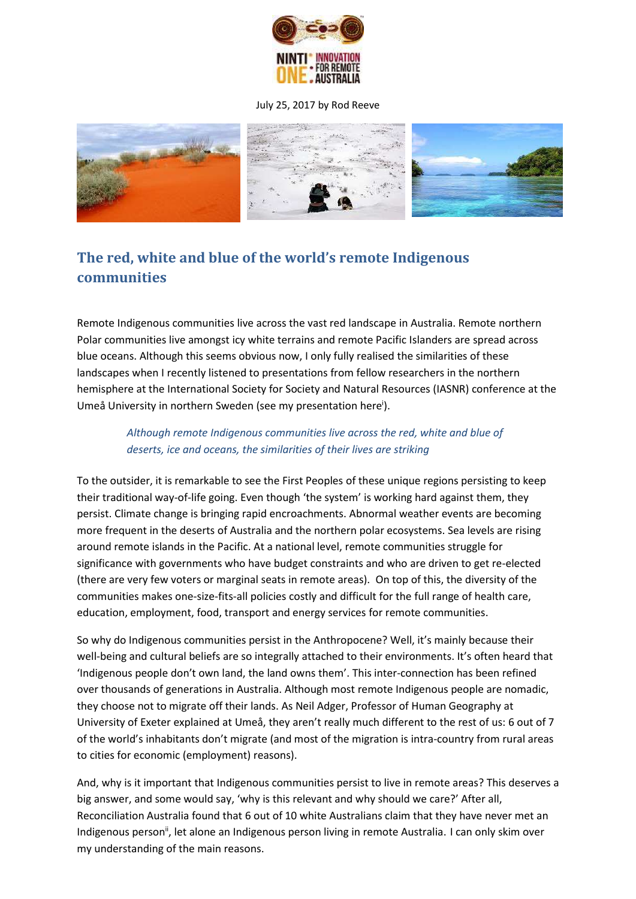July 25, 2017 by Rod Reeve

## The red, white and blue of the world's remote Indigenous communities

Remote Indigenous communities live across the vast red landscape in Australia. Remote northern Polar communities live amongst icy white terrains and remote Pacific Islanders are spread across blue oceans. Although this seems obvious now, I only fully realised the similarities of these landscapes when I recently listened to presentations from fellow researchers in the northern hemisphere at the International Society for Society and Natural Resources (IASNR) conference at the Umeå University in northern Sweden (see my presentation here[i]).

> *Although remote Indigenous communities live across the red, white and blue of deserts, ice and oceans, the similarities of their lives are striking*

To the outsider, it is remarkable to see the First Peoples of these unique regions persisting to keep their traditional way-of-life going. Even though 'the system' is working hard against them, they persist. Climate change is bringing rapid encroachments. Abnormal weather events are becoming more frequent in the deserts of Australia and the northern polar ecosystems. Sea levels are rising around remote islands in the Pacific. At a national level, remote communities struggle for significance with governments who have budget constraints and who are driven to get re-elected (there are very few voters or marginal seats in remote areas). On top of this, the diversity of the communities makes one-size-fits-all policies costly and difficult for the full range of health care, education, employment, food, transport and energy services for remote communities.

So why do Indigenous communities persist in the Anthropocene? Well, it's mainly because their well-being and cultural beliefs are so integrally attached to their environments. It's often heard that 'Indigenous people don't own land, the land owns them'. This inter-connection has been refined over thousands of generations in Australia. Although most remote Indigenous people are nomadic, they choose not to migrate off their lands. As Neil Adger, Professor of Human Geography at University of Exeter explained at Umeå, they aren't really much different to the rest of us: 6 out of 7 of the world's inhabitants don't migrate (and most of the migration is intra-country from rural areas to cities for economic (employment) reasons).

And, why is it important that Indigenous communities persist to live in remote areas? This deserves a big answer, and some would say, 'why is this relevant and why should we care?' After all, Reconciliation Australia found that 6 out of 10 white Australians claim that they have never met an Indigenous person[ii], let alone an Indigenous person living in remote Australia. I can only skim over my understanding of the main reasons.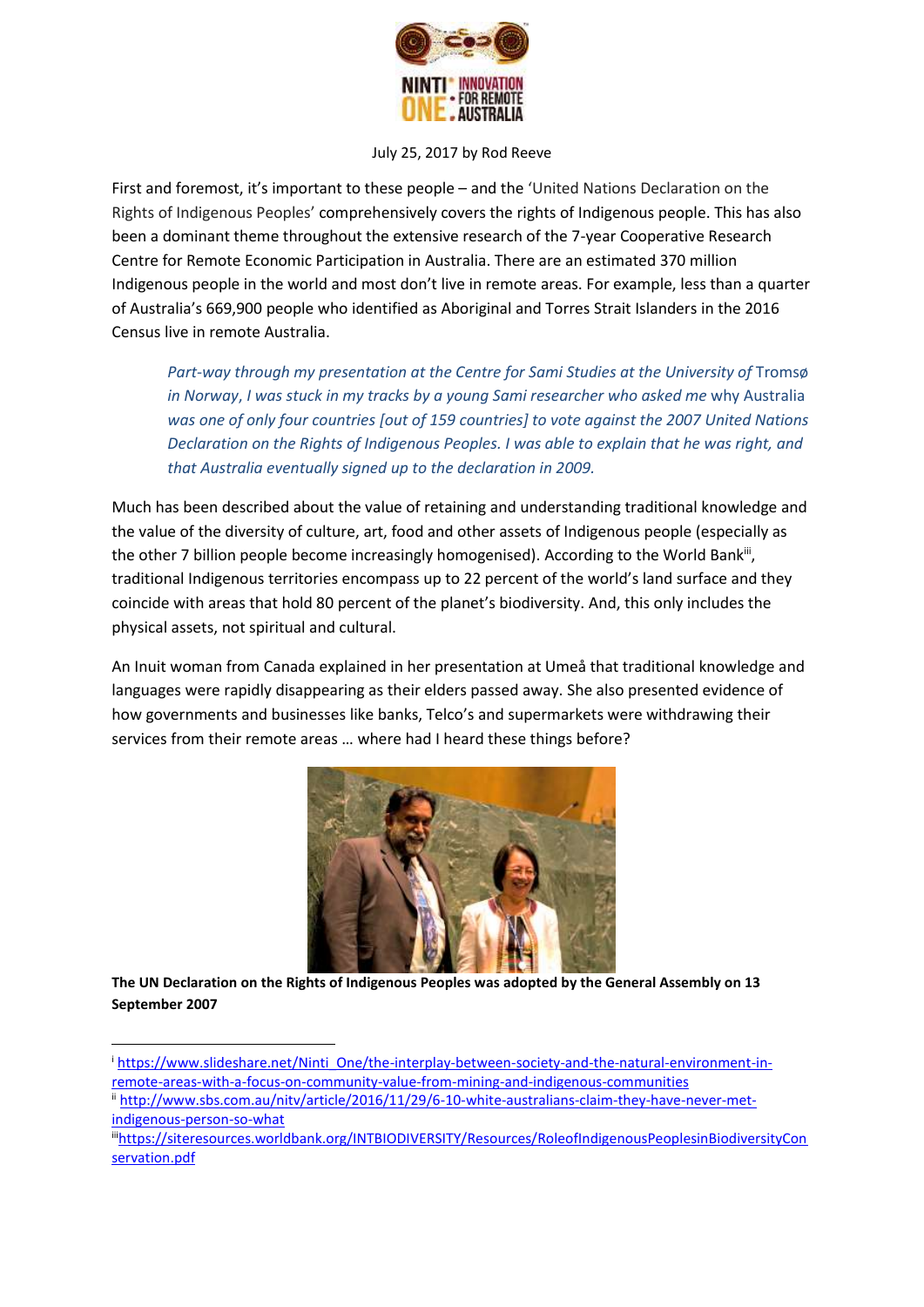July 25, 2017 by Rod Reeve

First and foremost, it's important to these people – and the 'United Nations Declaration on the Rights of Indigenous Peoples' comprehensively covers the rights of Indigenous people. This has also been a dominant theme throughout the extensive research of the 7-year Cooperative Research Centre for Remote Economic Participation in Australia. There are an estimated 370 million Indigenous people in the world and most don't live in remote areas. For example, less than a quarter of Australia's 669,900 people who identified as Aboriginal and Torres Strait Islanders in the 2016 Census live in remote Australia.

> *Part-way through my presentation at the Centre for Sami Studies at the University of* Tromsø *in Norway, I was stuck in my tracks by a young Sami researcher who asked me* why Australia *was one of only four countries [out of 159 countries] to vote against the 2007 United Nations Declaration on the Rights of Indigenous Peoples. I was able to explain that he was right, and that Australia eventually signed up to the declaration in 2009.*

Much has been described about the value of retaining and understanding traditional knowledge and the value of the diversity of culture, art, food and other assets of Indigenous people (especially as the other 7 billion people become increasingly homogenised). According to the World Bank[iii], traditional Indigenous territories encompass up to 22 percent of the world's land surface and they coincide with areas that hold 80 percent of the planet's biodiversity. And, this only includes the physical assets, not spiritual and cultural.

An Inuit woman from Canada explained in her presentation at Umeå that traditional knowledge and languages were rapidly disappearing as their elders passed away. She also presented evidence of how governments and businesses like banks, Telco's and supermarkets were withdrawing their services from their remote areas … where had I heard these things before?

**The UN Declaration on the Rights of Indigenous Peoples was adopted by the General Assembly on 13 September 2007**

---

[i] https://www.slideshare.net/Ninti_One/the-interplay-between-society-and-the-natural-environment-in-remote-areas-with-a-focus-on-community-value-from-mining-and-indigenous-communities

[ii] http://www.sbs.com.au/nitv/article/2016/11/29/6-10-white-australians-claim-they-have-never-met-indigenous-person-so-what

[iii] https://siteresources.worldbank.org/INTBIODIVERSITY/Resources/RoleofIndigenousPeoplesinBiodiversityConservation.pdf